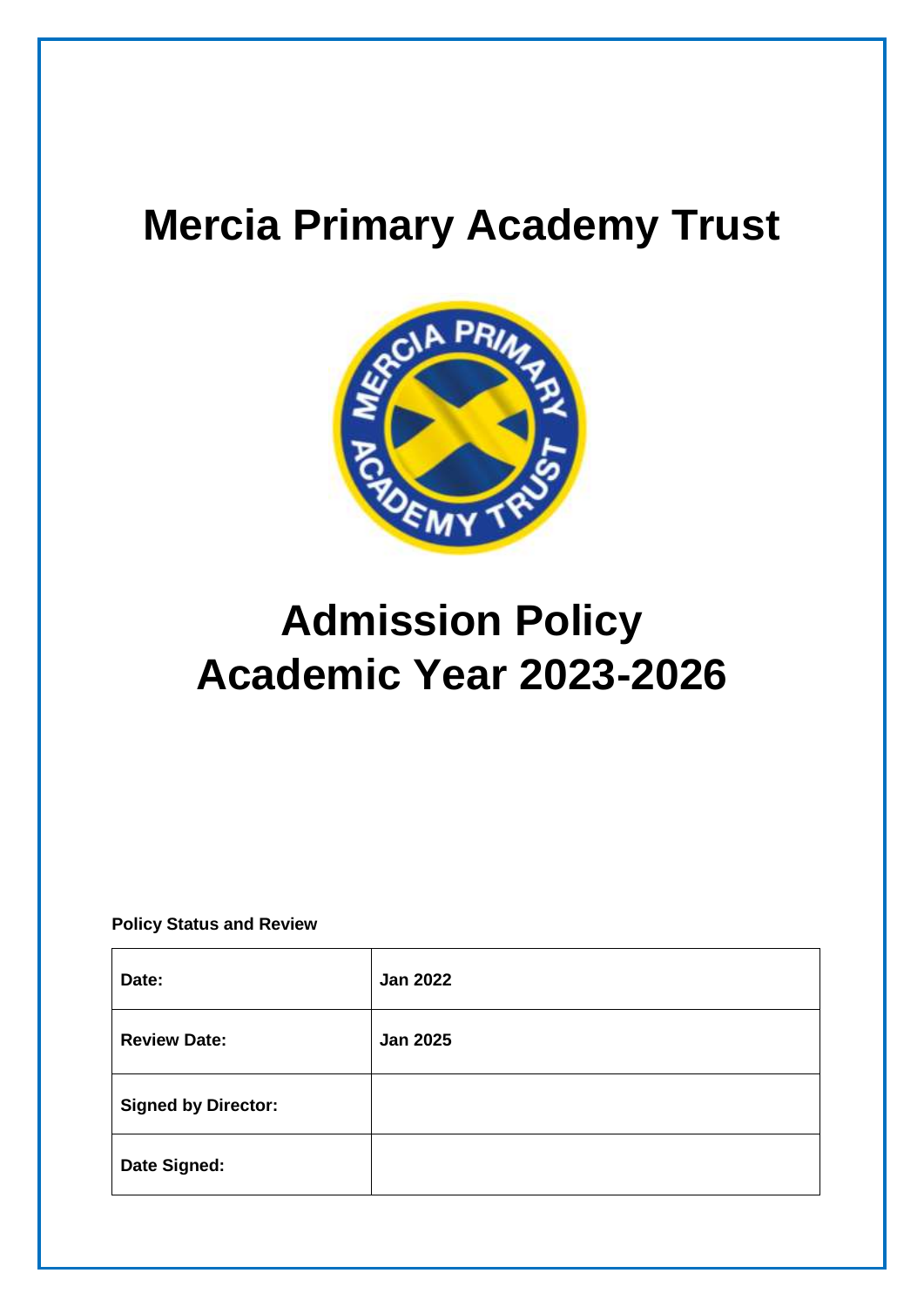# Mercia Primary Academy Trust

# Admission Policy
# Academic Year 2023-2026

**Policy Status and Review**

| **Date:** | **Jan 2022** |
|---|---|
| **Review Date:** | **Jan 2025** |
| **Signed by Director:** | |
| **Date Signed:** | |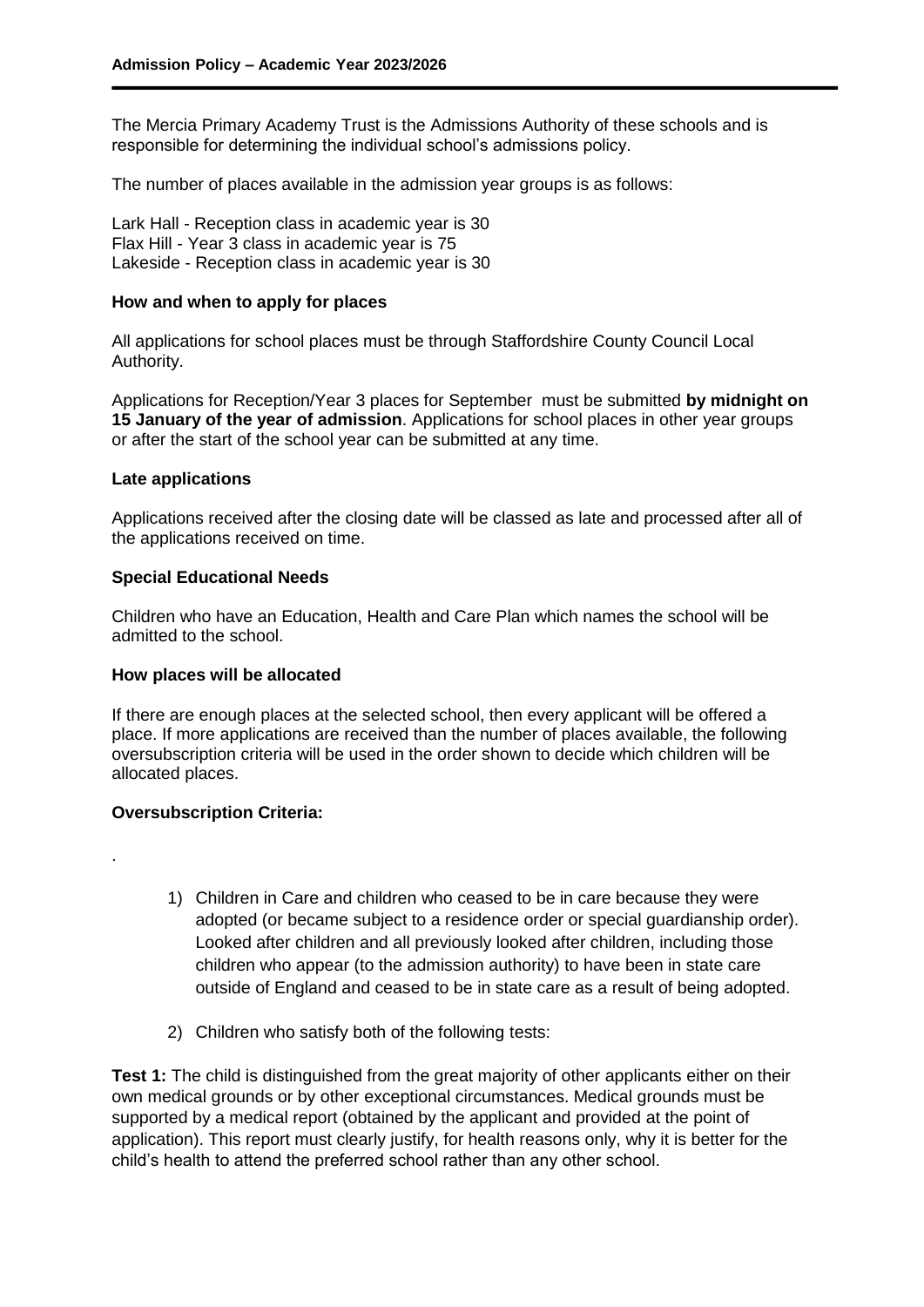The Mercia Primary Academy Trust is the Admissions Authority of these schools and is responsible for determining the individual school's admissions policy.

The number of places available in the admission year groups is as follows:

Lark Hall - Reception class in academic year is 30
Flax Hill - Year 3 class in academic year is 75
Lakeside - Reception class in academic year is 30

**How and when to apply for places**

All applications for school places must be through Staffordshire County Council Local Authority.

Applications for Reception/Year 3 places for September must be submitted **by midnight on 15 January of the year of admission**. Applications for school places in other year groups or after the start of the school year can be submitted at any time.

**Late applications**

Applications received after the closing date will be classed as late and processed after all of the applications received on time.

**Special Educational Needs**

Children who have an Education, Health and Care Plan which names the school will be admitted to the school.

**How places will be allocated**

If there are enough places at the selected school, then every applicant will be offered a place. If more applications are received than the number of places available, the following oversubscription criteria will be used in the order shown to decide which children will be allocated places.

**Oversubscription Criteria:**

.

1) Children in Care and children who ceased to be in care because they were adopted (or became subject to a residence order or special guardianship order). Looked after children and all previously looked after children, including those children who appear (to the admission authority) to have been in state care outside of England and ceased to be in state care as a result of being adopted.

2) Children who satisfy both of the following tests:

**Test 1:** The child is distinguished from the great majority of other applicants either on their own medical grounds or by other exceptional circumstances. Medical grounds must be supported by a medical report (obtained by the applicant and provided at the point of application). This report must clearly justify, for health reasons only, why it is better for the child's health to attend the preferred school rather than any other school.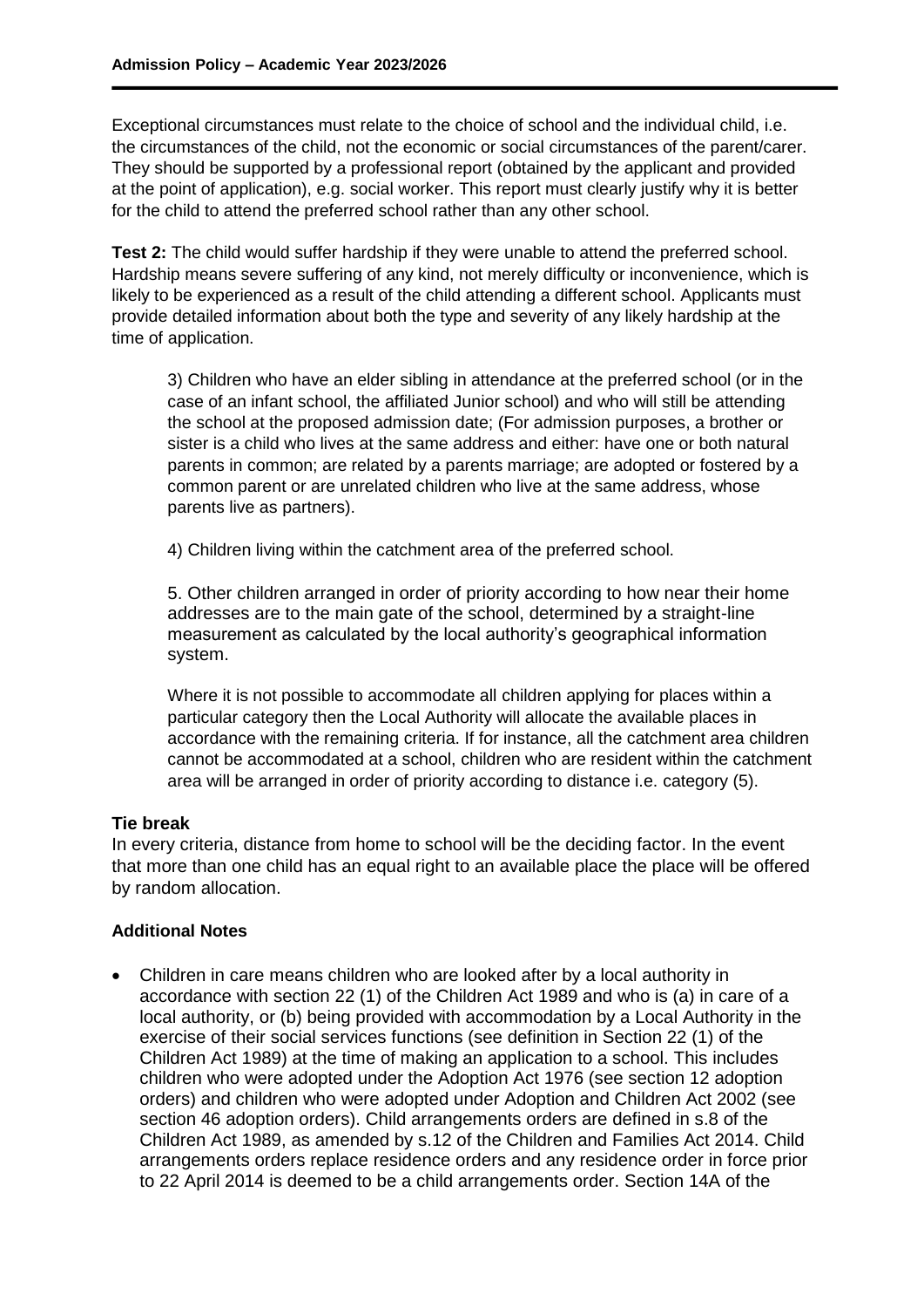Exceptional circumstances must relate to the choice of school and the individual child, i.e. the circumstances of the child, not the economic or social circumstances of the parent/carer. They should be supported by a professional report (obtained by the applicant and provided at the point of application), e.g. social worker. This report must clearly justify why it is better for the child to attend the preferred school rather than any other school.

**Test 2:** The child would suffer hardship if they were unable to attend the preferred school. Hardship means severe suffering of any kind, not merely difficulty or inconvenience, which is likely to be experienced as a result of the child attending a different school. Applicants must provide detailed information about both the type and severity of any likely hardship at the time of application.

3) Children who have an elder sibling in attendance at the preferred school (or in the case of an infant school, the affiliated Junior school) and who will still be attending the school at the proposed admission date; (For admission purposes, a brother or sister is a child who lives at the same address and either: have one or both natural parents in common; are related by a parents marriage; are adopted or fostered by a common parent or are unrelated children who live at the same address, whose parents live as partners).

4) Children living within the catchment area of the preferred school.

5. Other children arranged in order of priority according to how near their home addresses are to the main gate of the school, determined by a straight-line measurement as calculated by the local authority's geographical information system.

Where it is not possible to accommodate all children applying for places within a particular category then the Local Authority will allocate the available places in accordance with the remaining criteria. If for instance, all the catchment area children cannot be accommodated at a school, children who are resident within the catchment area will be arranged in order of priority according to distance i.e. category (5).

**Tie break**

In every criteria, distance from home to school will be the deciding factor. In the event that more than one child has an equal right to an available place the place will be offered by random allocation.

**Additional Notes**

- Children in care means children who are looked after by a local authority in accordance with section 22 (1) of the Children Act 1989 and who is (a) in care of a local authority, or (b) being provided with accommodation by a Local Authority in the exercise of their social services functions (see definition in Section 22 (1) of the Children Act 1989) at the time of making an application to a school. This includes children who were adopted under the Adoption Act 1976 (see section 12 adoption orders) and children who were adopted under Adoption and Children Act 2002 (see section 46 adoption orders). Child arrangements orders are defined in s.8 of the Children Act 1989, as amended by s.12 of the Children and Families Act 2014. Child arrangements orders replace residence orders and any residence order in force prior to 22 April 2014 is deemed to be a child arrangements order. Section 14A of the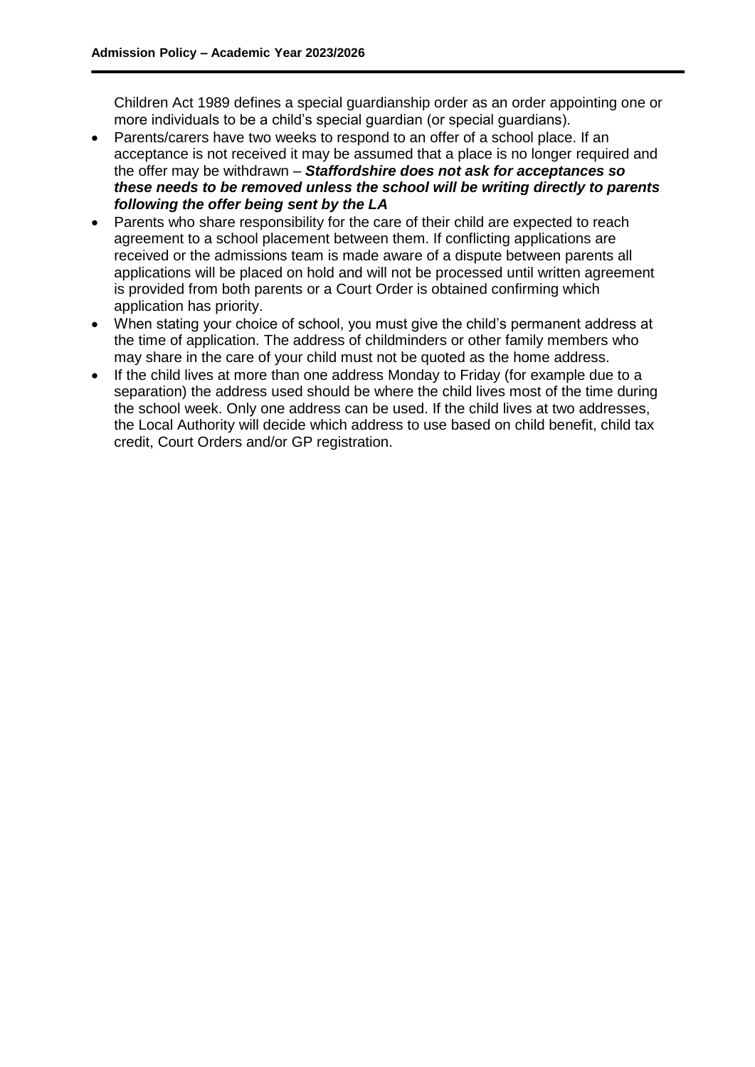Children Act 1989 defines a special guardianship order as an order appointing one or more individuals to be a child's special guardian (or special guardians).

- Parents/carers have two weeks to respond to an offer of a school place. If an acceptance is not received it may be assumed that a place is no longer required and the offer may be withdrawn – ***Staffordshire does not ask for acceptances so these needs to be removed unless the school will be writing directly to parents following the offer being sent by the LA***
- Parents who share responsibility for the care of their child are expected to reach agreement to a school placement between them. If conflicting applications are received or the admissions team is made aware of a dispute between parents all applications will be placed on hold and will not be processed until written agreement is provided from both parents or a Court Order is obtained confirming which application has priority.
- When stating your choice of school, you must give the child's permanent address at the time of application. The address of childminders or other family members who may share in the care of your child must not be quoted as the home address.
- If the child lives at more than one address Monday to Friday (for example due to a separation) the address used should be where the child lives most of the time during the school week. Only one address can be used. If the child lives at two addresses, the Local Authority will decide which address to use based on child benefit, child tax credit, Court Orders and/or GP registration.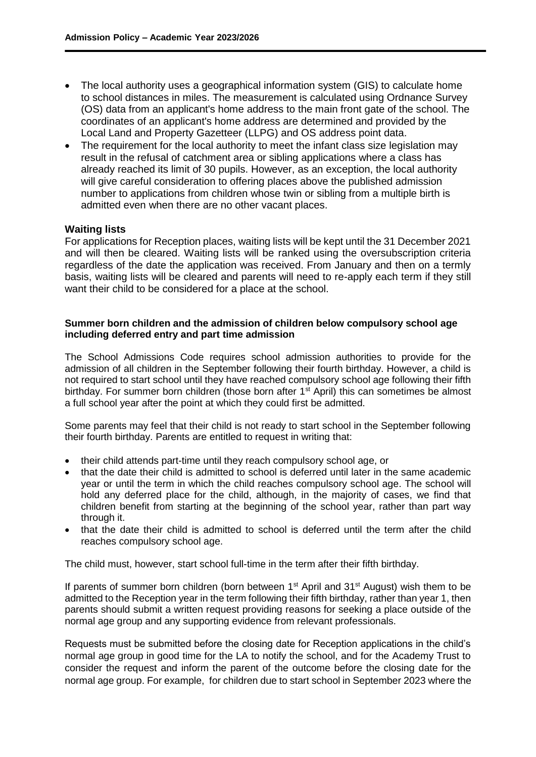- The local authority uses a geographical information system (GIS) to calculate home to school distances in miles. The measurement is calculated using Ordnance Survey (OS) data from an applicant's home address to the main front gate of the school. The coordinates of an applicant's home address are determined and provided by the Local Land and Property Gazetteer (LLPG) and OS address point data.
- The requirement for the local authority to meet the infant class size legislation may result in the refusal of catchment area or sibling applications where a class has already reached its limit of 30 pupils. However, as an exception, the local authority will give careful consideration to offering places above the published admission number to applications from children whose twin or sibling from a multiple birth is admitted even when there are no other vacant places.

### Waiting lists

For applications for Reception places, waiting lists will be kept until the 31 December 2021 and will then be cleared. Waiting lists will be ranked using the oversubscription criteria regardless of the date the application was received. From January and then on a termly basis, waiting lists will be cleared and parents will need to re-apply each term if they still want their child to be considered for a place at the school.

**Summer born children and the admission of children below compulsory school age including deferred entry and part time admission**

The School Admissions Code requires school admission authorities to provide for the admission of all children in the September following their fourth birthday. However, a child is not required to start school until they have reached compulsory school age following their fifth birthday. For summer born children (those born after 1st April) this can sometimes be almost a full school year after the point at which they could first be admitted.

Some parents may feel that their child is not ready to start school in the September following their fourth birthday. Parents are entitled to request in writing that:

- their child attends part-time until they reach compulsory school age, or
- that the date their child is admitted to school is deferred until later in the same academic year or until the term in which the child reaches compulsory school age. The school will hold any deferred place for the child, although, in the majority of cases, we find that children benefit from starting at the beginning of the school year, rather than part way through it.
- that the date their child is admitted to school is deferred until the term after the child reaches compulsory school age.

The child must, however, start school full-time in the term after their fifth birthday.

If parents of summer born children (born between 1st April and 31st August) wish them to be admitted to the Reception year in the term following their fifth birthday, rather than year 1, then parents should submit a written request providing reasons for seeking a place outside of the normal age group and any supporting evidence from relevant professionals.

Requests must be submitted before the closing date for Reception applications in the child's normal age group in good time for the LA to notify the school, and for the Academy Trust to consider the request and inform the parent of the outcome before the closing date for the normal age group. For example, for children due to start school in September 2023 where the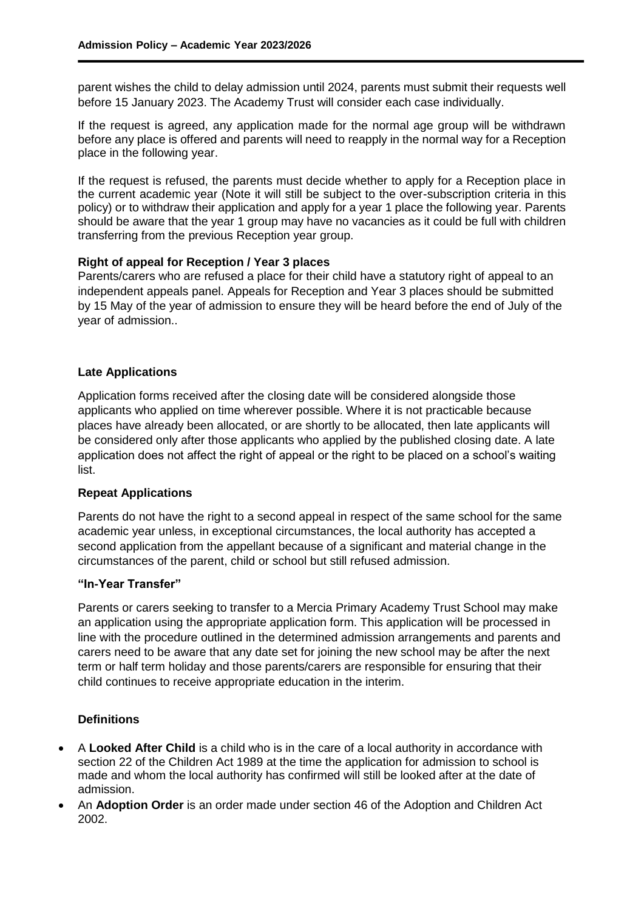parent wishes the child to delay admission until 2024, parents must submit their requests well before 15 January 2023. The Academy Trust will consider each case individually.

If the request is agreed, any application made for the normal age group will be withdrawn before any place is offered and parents will need to reapply in the normal way for a Reception place in the following year.

If the request is refused, the parents must decide whether to apply for a Reception place in the current academic year (Note it will still be subject to the over-subscription criteria in this policy) or to withdraw their application and apply for a year 1 place the following year. Parents should be aware that the year 1 group may have no vacancies as it could be full with children transferring from the previous Reception year group.

**Right of appeal for Reception / Year 3 places**

Parents/carers who are refused a place for their child have a statutory right of appeal to an independent appeals panel. Appeals for Reception and Year 3 places should be submitted by 15 May of the year of admission to ensure they will be heard before the end of July of the year of admission..

**Late Applications**

Application forms received after the closing date will be considered alongside those applicants who applied on time wherever possible. Where it is not practicable because places have already been allocated, or are shortly to be allocated, then late applicants will be considered only after those applicants who applied by the published closing date. A late application does not affect the right of appeal or the right to be placed on a school's waiting list.

**Repeat Applications**

Parents do not have the right to a second appeal in respect of the same school for the same academic year unless, in exceptional circumstances, the local authority has accepted a second application from the appellant because of a significant and material change in the circumstances of the parent, child or school but still refused admission.

**"In-Year Transfer"**

Parents or carers seeking to transfer to a Mercia Primary Academy Trust School may make an application using the appropriate application form. This application will be processed in line with the procedure outlined in the determined admission arrangements and parents and carers need to be aware that any date set for joining the new school may be after the next term or half term holiday and those parents/carers are responsible for ensuring that their child continues to receive appropriate education in the interim.

**Definitions**

- A **Looked After Child** is a child who is in the care of a local authority in accordance with section 22 of the Children Act 1989 at the time the application for admission to school is made and whom the local authority has confirmed will still be looked after at the date of admission.
- An **Adoption Order** is an order made under section 46 of the Adoption and Children Act 2002.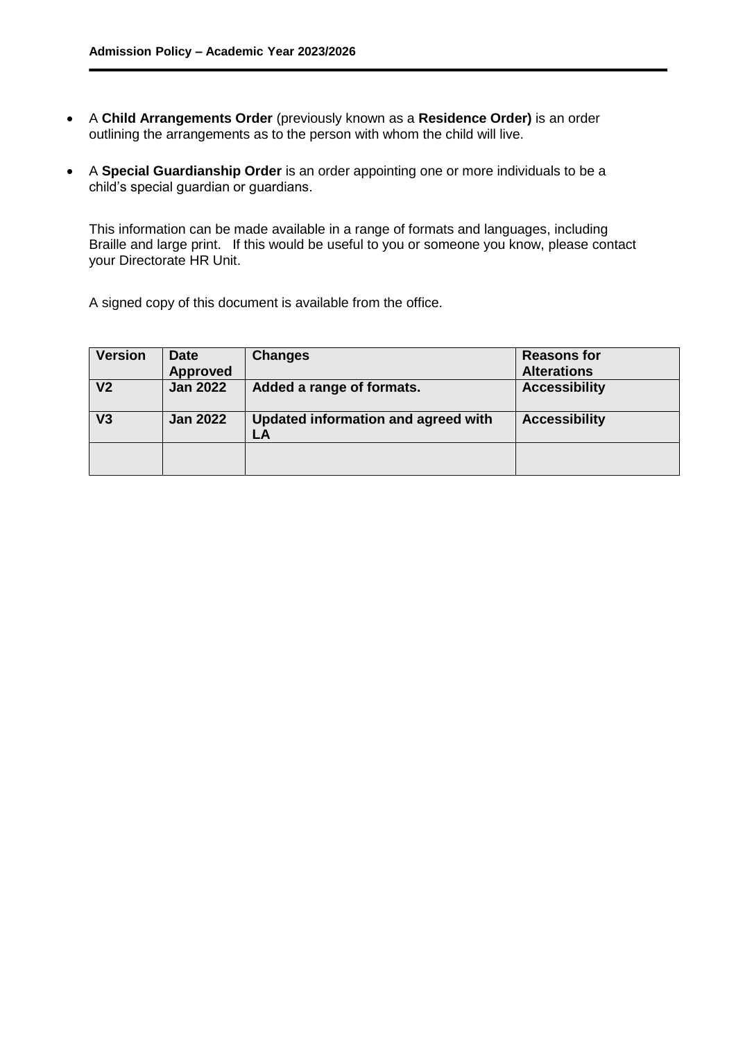- A **Child Arrangements Order** (previously known as a **Residence Order)** is an order outlining the arrangements as to the person with whom the child will live.

- A **Special Guardianship Order** is an order appointing one or more individuals to be a child's special guardian or guardians.

This information can be made available in a range of formats and languages, including Braille and large print. If this would be useful to you or someone you know, please contact your Directorate HR Unit.

A signed copy of this document is available from the office.

| **Version** | **Date Approved** | **Changes** | **Reasons for Alterations** |
|---|---|---|---|
| **V2** | **Jan 2022** | **Added a range of formats.** | **Accessibility** |
| **V3** | **Jan 2022** | **Updated information and agreed with LA** | **Accessibility** |
| | | | |